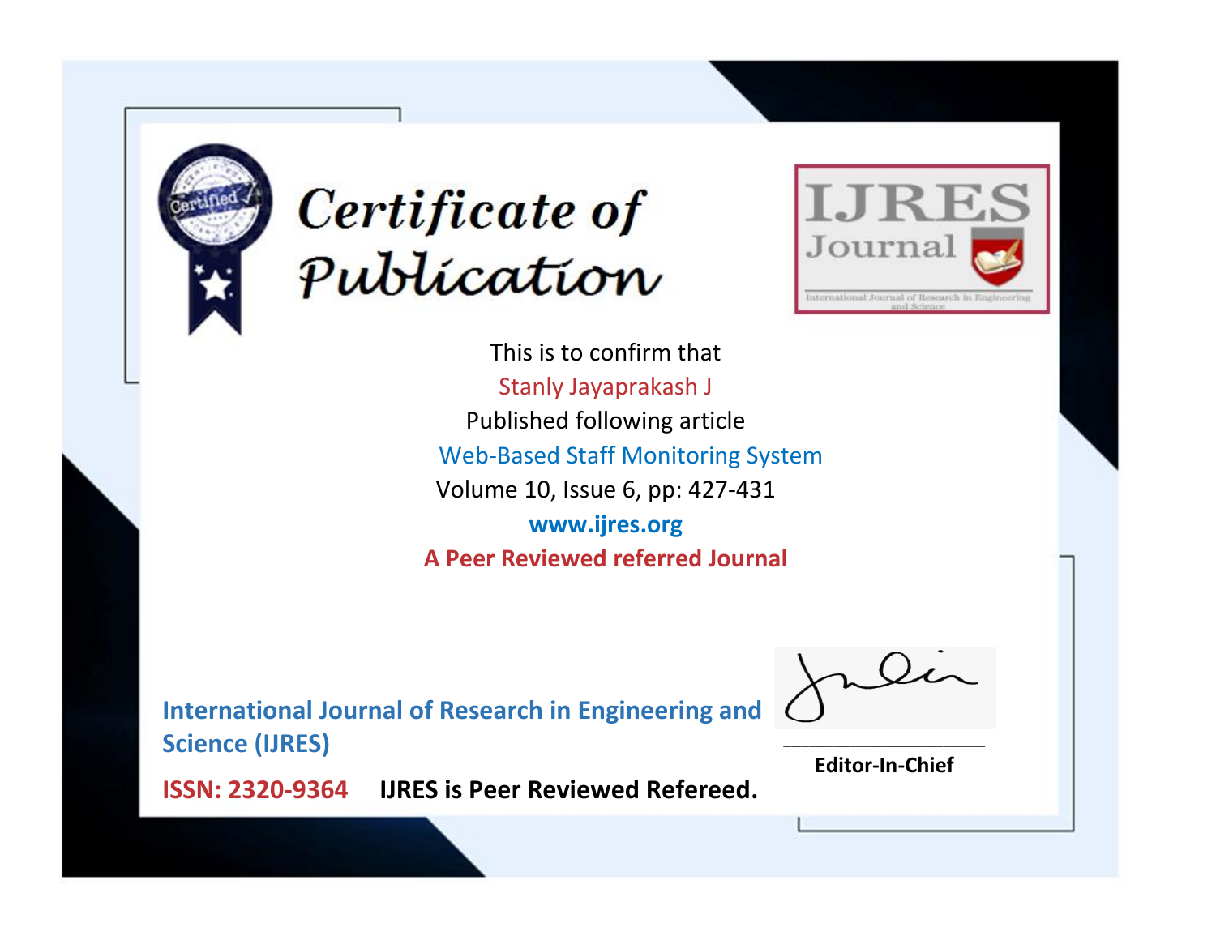# Certificate of Publication

IJRES Journal

International Journal of Research in Engineering and Science

This is to confirm that

Stanly Jayaprakash J

Published following article

Web-Based Staff Monitoring System

Volume 10, Issue 6, pp: 427-431

**www.ijres.org**

**A Peer Reviewed referred Journal**

**International Journal of Research in Engineering and Science (IJRES)**

**ISSN: 2320-9364** **IJRES is Peer Reviewed Refereed.**

**Editor-In-Chief**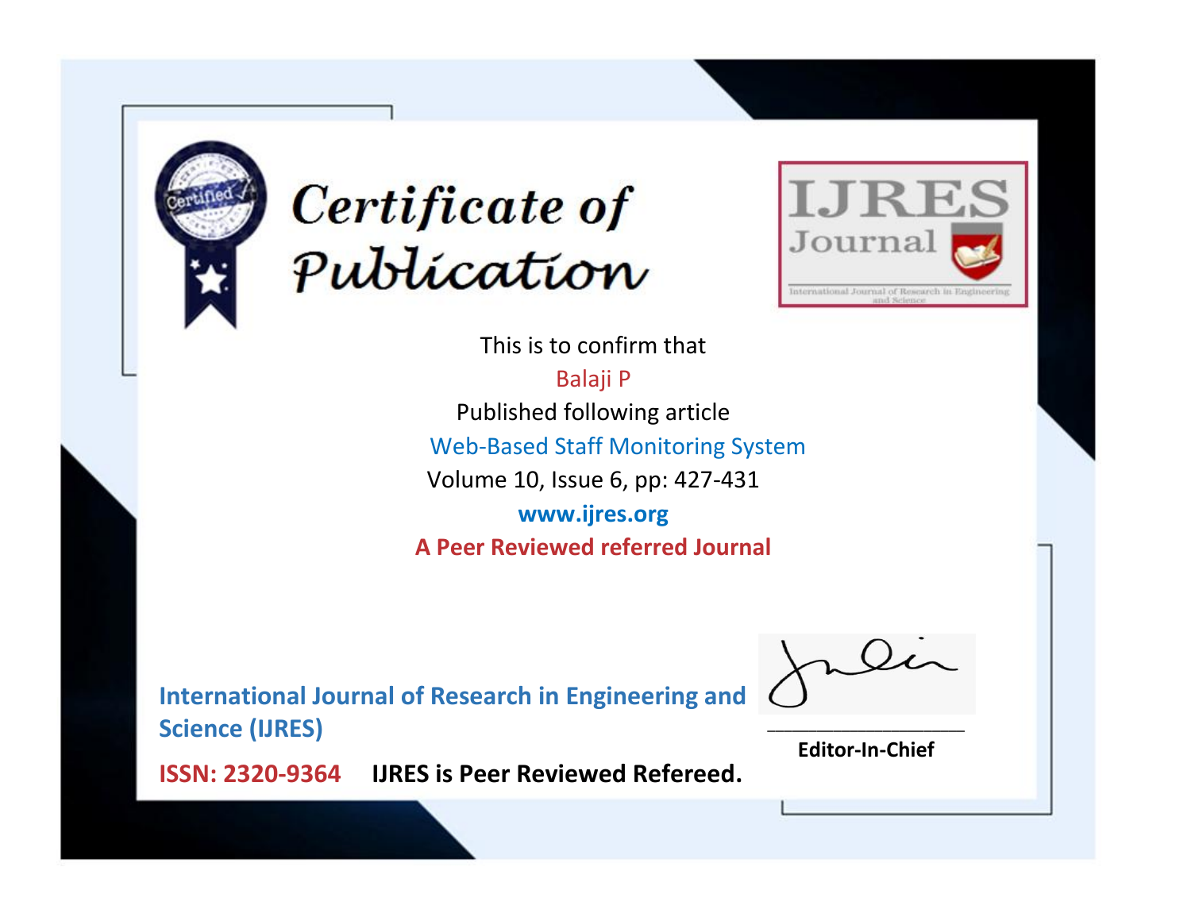# Certificate of Publication

**IJRES Journal**

International Journal of Research in Engineering and Science

This is to confirm that

Balaji P

Published following article

Web-Based Staff Monitoring System

Volume 10, Issue 6, pp: 427-431

**www.ijres.org**

**A Peer Reviewed referred Journal**

**International Journal of Research in Engineering and Science (IJRES)**

**ISSN: 2320-9364** **IJRES is Peer Reviewed Refereed.**

**Editor-In-Chief**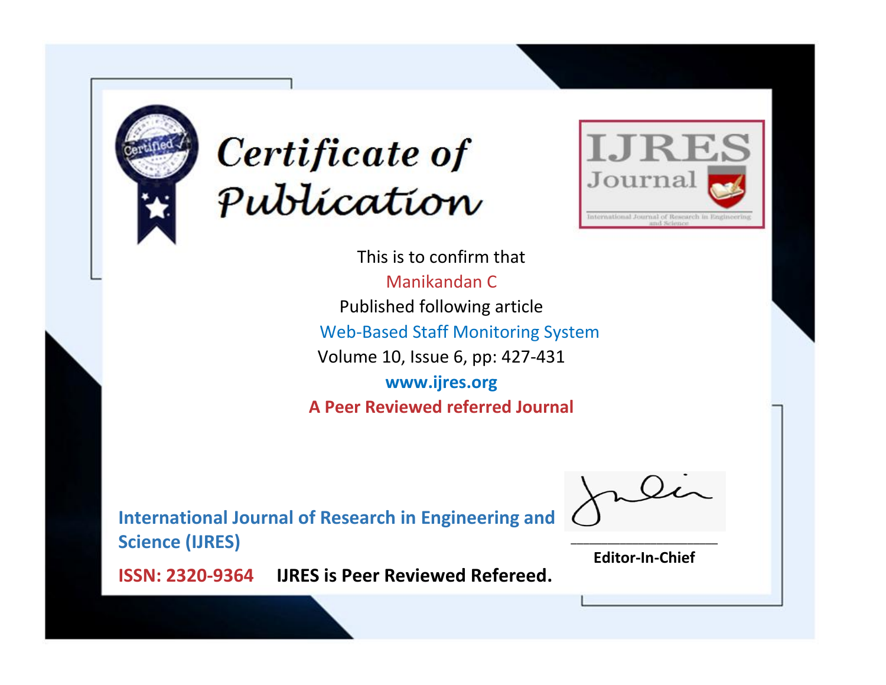# Certificate of Publication

**IJRES Journal**

International Journal of Research in Engineering and Science

This is to confirm that

Manikandan C

Published following article

Web-Based Staff Monitoring System

Volume 10, Issue 6, pp: 427-431

**www.ijres.org**

**A Peer Reviewed referred Journal**

**International Journal of Research in Engineering and Science (IJRES)**

**ISSN: 2320-9364** **IJRES is Peer Reviewed Refereed.**

**Editor-In-Chief**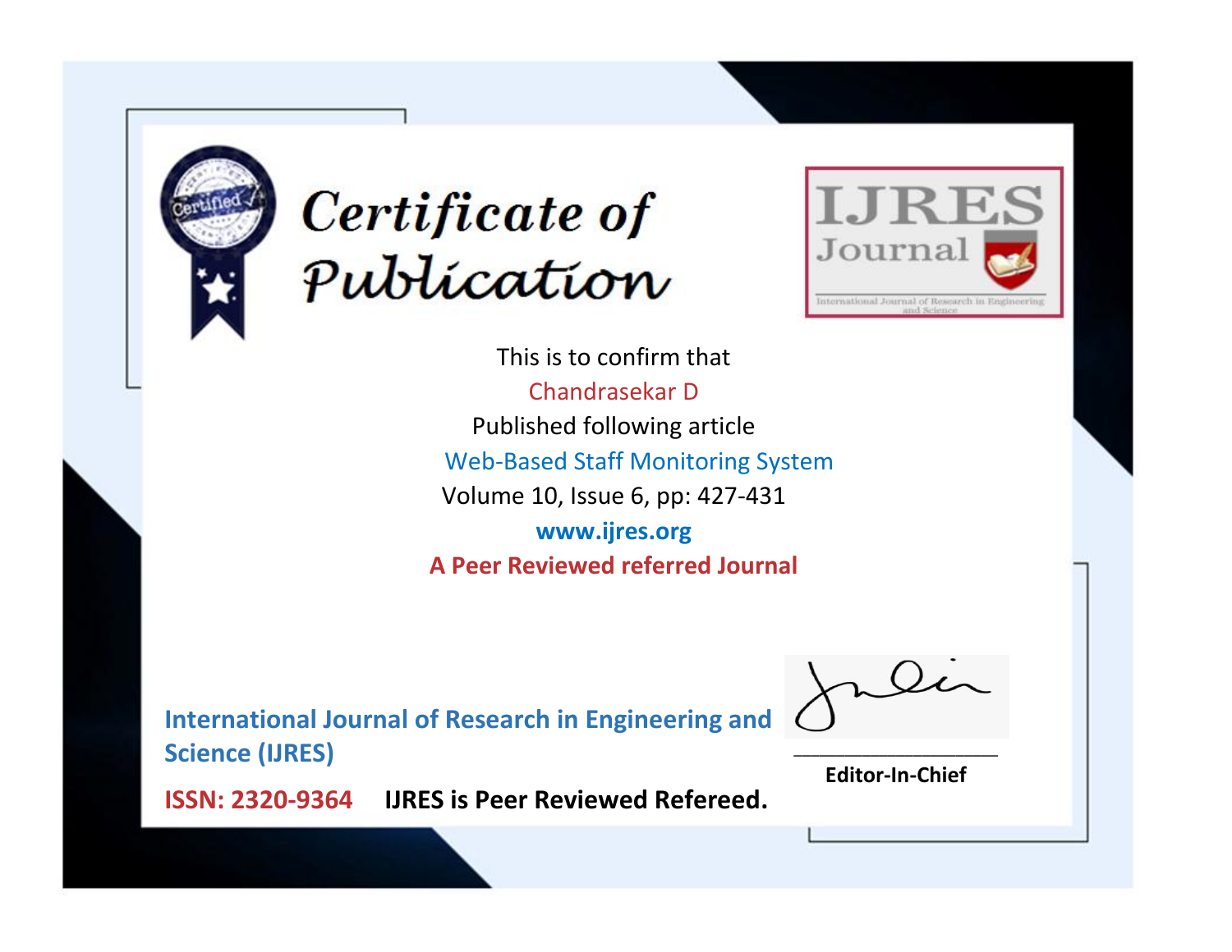# Certificate of Publication

**IJRES Journal**

International Journal of Research in Engineering and Science

This is to confirm that

Chandrasekar D

Published following article

Web-Based Staff Monitoring System

Volume 10, Issue 6, pp: 427-431

**www.ijres.org**

**A Peer Reviewed referred Journal**

**International Journal of Research in Engineering and Science (IJRES)**

**ISSN: 2320-9364** **IJRES is Peer Reviewed Refereed.**

**Editor-In-Chief**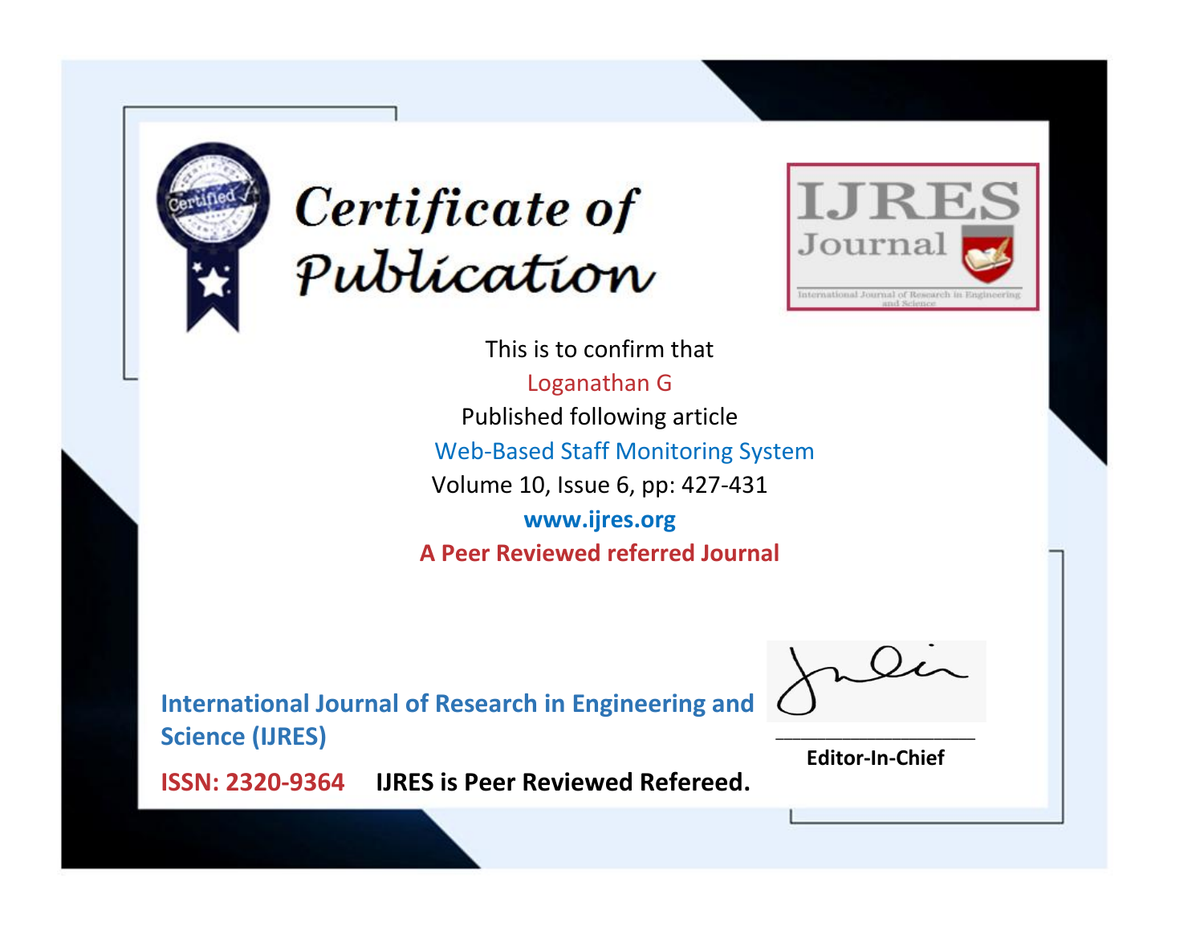# Certificate of Publication

IJRES Journal

International Journal of Research in Engineering and Science

This is to confirm that

Loganathan G

Published following article

Web-Based Staff Monitoring System

Volume 10, Issue 6, pp: 427-431

**www.ijres.org**

**A Peer Reviewed referred Journal**

**International Journal of Research in Engineering and Science (IJRES)**

**ISSN: 2320-9364** **IJRES is Peer Reviewed Refereed.**

**Editor-In-Chief**